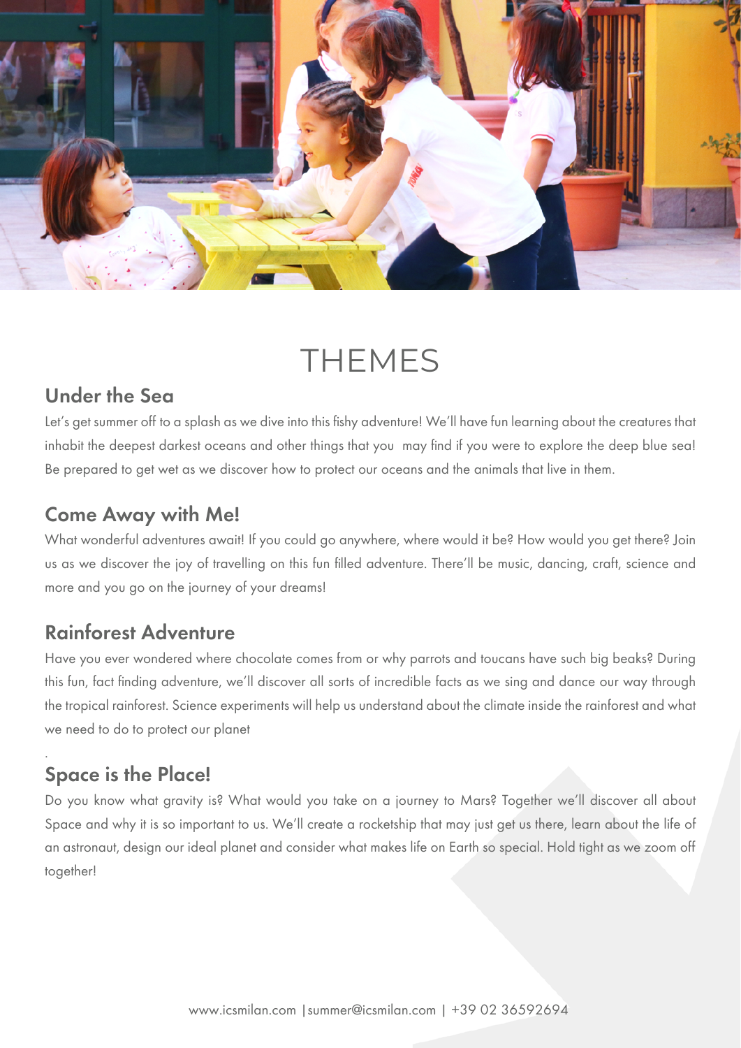# THEMES

## Under the Sea

Let's get summer off to a splash as we dive into this fishy adventure! We'll have fun learning about the creatures that inhabit the deepest darkest oceans and other things that you may find if you were to explore the deep blue sea! Be prepared to get wet as we discover how to protect our oceans and the animals that live in them.

## Come Away with Me!

What wonderful adventures await! If you could go anywhere, where would it be? How would you get there? Join us as we discover the joy of travelling on this fun filled adventure. There'll be music, dancing, craft, science and more and you go on the journey of your dreams!

## Rainforest Adventure

Have you ever wondered where chocolate comes from or why parrots and toucans have such big beaks? During this fun, fact finding adventure, we'll discover all sorts of incredible facts as we sing and dance our way through the tropical rainforest. Science experiments will help us understand about the climate inside the rainforest and what we need to do to protect our planet

.

## Space is the Place!

Do you know what gravity is? What would you take on a journey to Mars? Together we'll discover all about Space and why it is so important to us. We'll create a rocketship that may just get us there, learn about the life of an astronaut, design our ideal planet and consider what makes life on Earth so special. Hold tight as we zoom off together!

www.icsmilan.com | summer@icsmilan.com | +39 02 36592694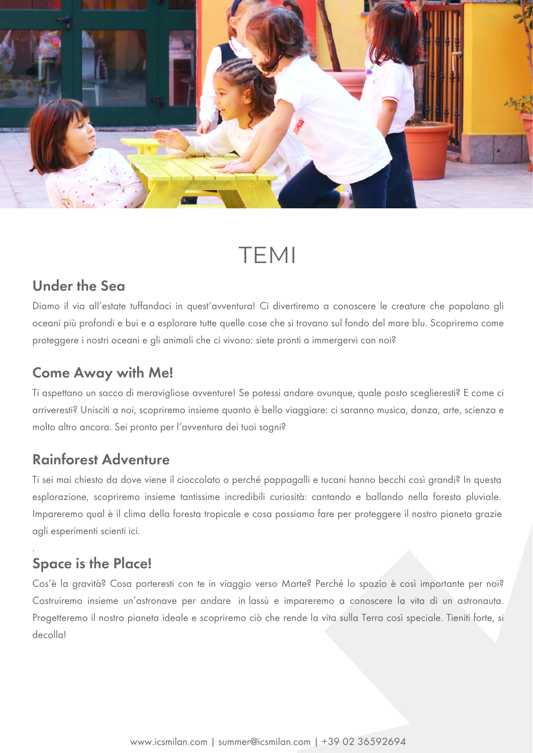# TEMI

## Under the Sea

Diamo il via all'estate tuffandoci in quest'avventura! Ci divertiremo a conoscere le creature che popolano gli oceani più profondi e bui e a esplorare tutte quelle cose che si trovano sul fondo del mare blu. Scopriremo come proteggere i nostri oceani e gli animali che ci vivono: siete pronti a immergervi con noi?

## Come Away with Me!

Ti aspettano un sacco di meravigliose avventure! Se potessi andare ovunque, quale posto sceglieresti? E come ci arriveresti? Unisciti a noi, scopriremo insieme quanto è bello viaggiare: ci saranno musica, danza, arte, scienza e molto altro ancora. Sei pronto per l'avventura dei tuoi sogni?

## Rainforest Adventure

Ti sei mai chiesto da dove viene il cioccolato o perché pappagalli e tucani hanno becchi così grandi? In questa esplorazione, scopriremo insieme tantissime incredibili curiosità: cantando e ballando nella foresta pluviale. Impareremo qual è il clima della foresta tropicale e cosa possiamo fare per proteggere il nostro pianeta grazie agli esperimenti scienti ici.

## Space is the Place!

Cos'è la gravità? Cosa porteresti con te in viaggio verso Marte? Perché lo spazio è così importante per noi? Costruiremo insieme un'astronave per andare in lassù e impareremo a conoscere la vita di un astronauta. Progetteremo il nostro pianeta ideale e scopriremo ciò che rende la vita sulla Terra così speciale. Tieniti forte, si decolla!

www.icsmilan.com | summer@icsmilan.com | +39 02 36592694